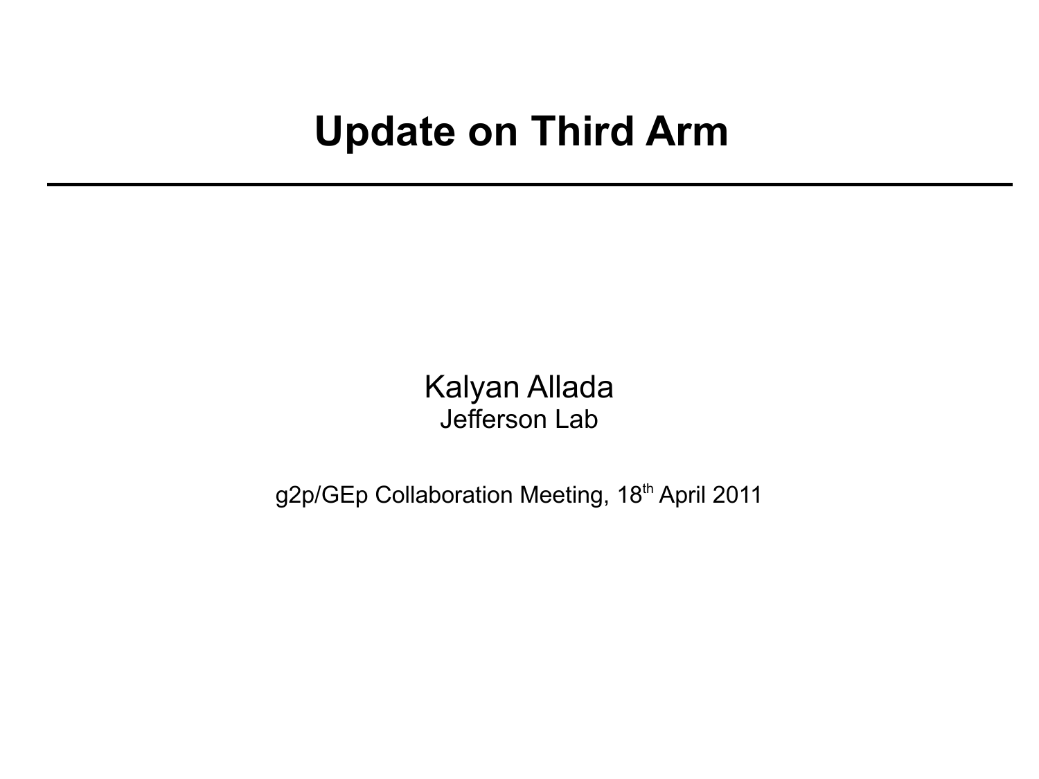# Update on Third Arm

Kalyan Allada
Jefferson Lab

g2p/GEp Collaboration Meeting, 18th April 2011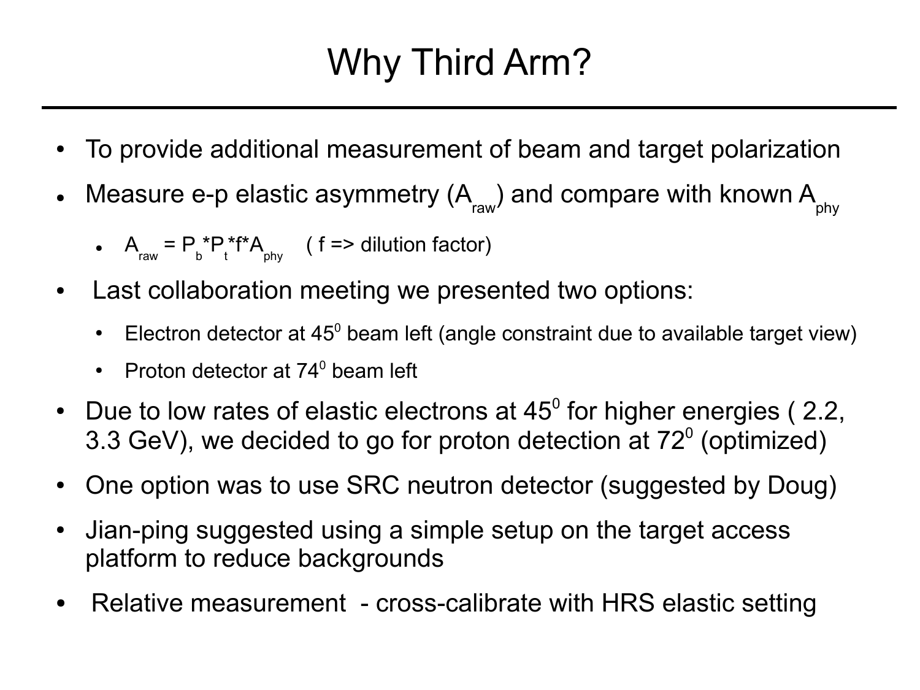# Why Third Arm?

- To provide additional measurement of beam and target polarization
- Measure e-p elastic asymmetry ($A_{raw}$) and compare with known $A_{phy}$
  - $A_{raw} = P_b*P_t*f*A_{phy}$ ( f => dilution factor)
- Last collaboration meeting we presented two options:
  - Electron detector at $45^0$ beam left (angle constraint due to available target view)
  - Proton detector at $74^0$ beam left
- Due to low rates of elastic electrons at $45^0$ for higher energies ( 2.2, 3.3 GeV), we decided to go for proton detection at $72^0$ (optimized)
- One option was to use SRC neutron detector (suggested by Doug)
- Jian-ping suggested using a simple setup on the target access platform to reduce backgrounds
- Relative measurement - cross-calibrate with HRS elastic setting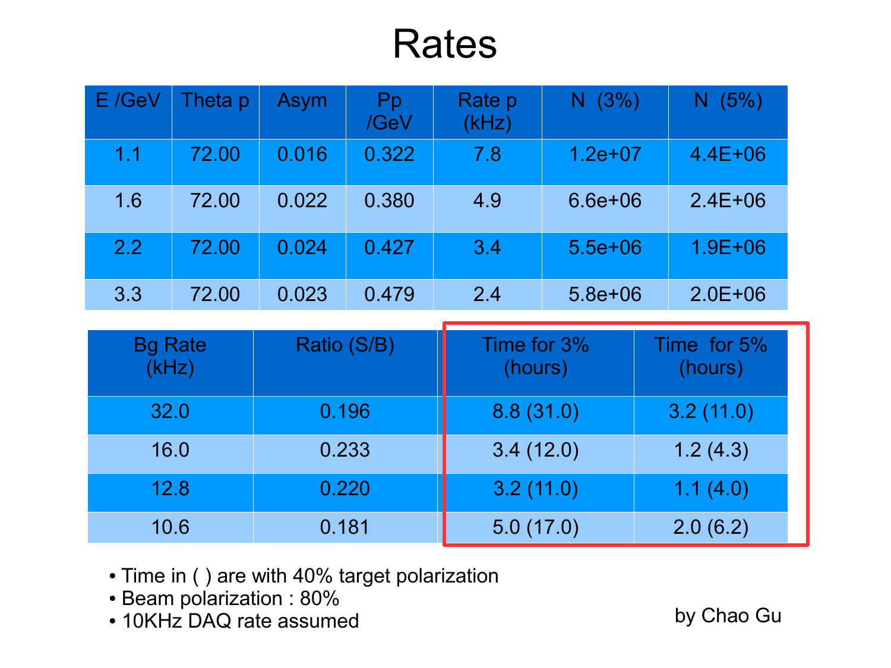# Rates

| E /GeV | Theta p | Asym | Pp /GeV | Rate p (kHz) | N (3%) | N (5%) |
|---|---|---|---|---|---|---|
| 1.1 | 72.00 | 0.016 | 0.322 | 7.8 | 1.2e+07 | 4.4E+06 |
| 1.6 | 72.00 | 0.022 | 0.380 | 4.9 | 6.6e+06 | 2.4E+06 |
| 2.2 | 72.00 | 0.024 | 0.427 | 3.4 | 5.5e+06 | 1.9E+06 |
| 3.3 | 72.00 | 0.023 | 0.479 | 2.4 | 5.8e+06 | 2.0E+06 |

| Bg Rate (kHz) | Ratio (S/B) | Time for 3% (hours) | Time for 5% (hours) |
|---|---|---|---|
| 32.0 | 0.196 | 8.8 (31.0) | 3.2 (11.0) |
| 16.0 | 0.233 | 3.4 (12.0) | 1.2 (4.3) |
| 12.8 | 0.220 | 3.2 (11.0) | 1.1 (4.0) |
| 10.6 | 0.181 | 5.0 (17.0) | 2.0 (6.2) |

- Time in ( ) are with 40% target polarization
- Beam polarization : 80%
- 10KHz DAQ rate assumed

by Chao Gu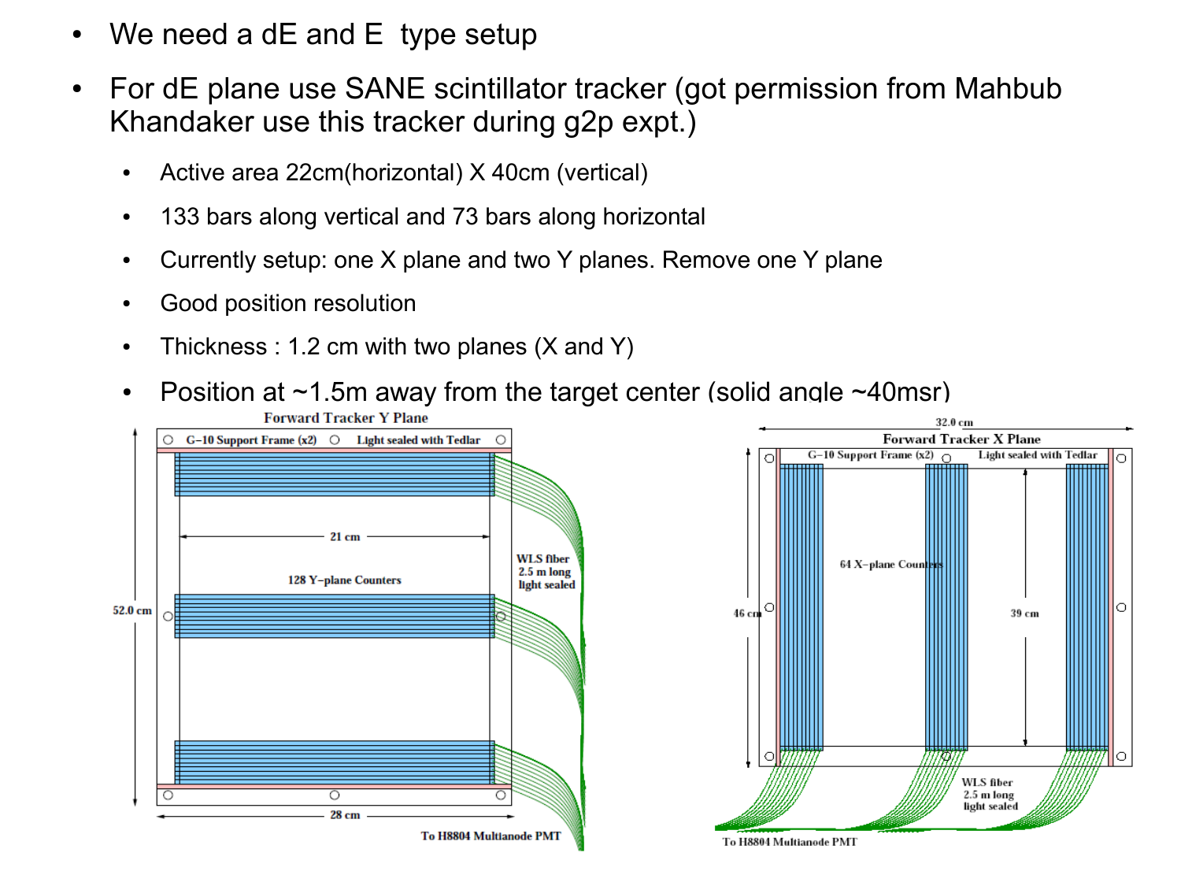- We need a dE and E type setup
- For dE plane use SANE scintillator tracker (got permission from Mahbub Khandaker use this tracker during g2p expt.)
  - Active area 22cm(horizontal) X 40cm (vertical)
  - 133 bars along vertical and 73 bars along horizontal
  - Currently setup: one X plane and two Y planes. Remove one Y plane
  - Good position resolution
  - Thickness : 1.2 cm with two planes (X and Y)
  - Position at ~1.5m away from the target center (solid angle ~40msr)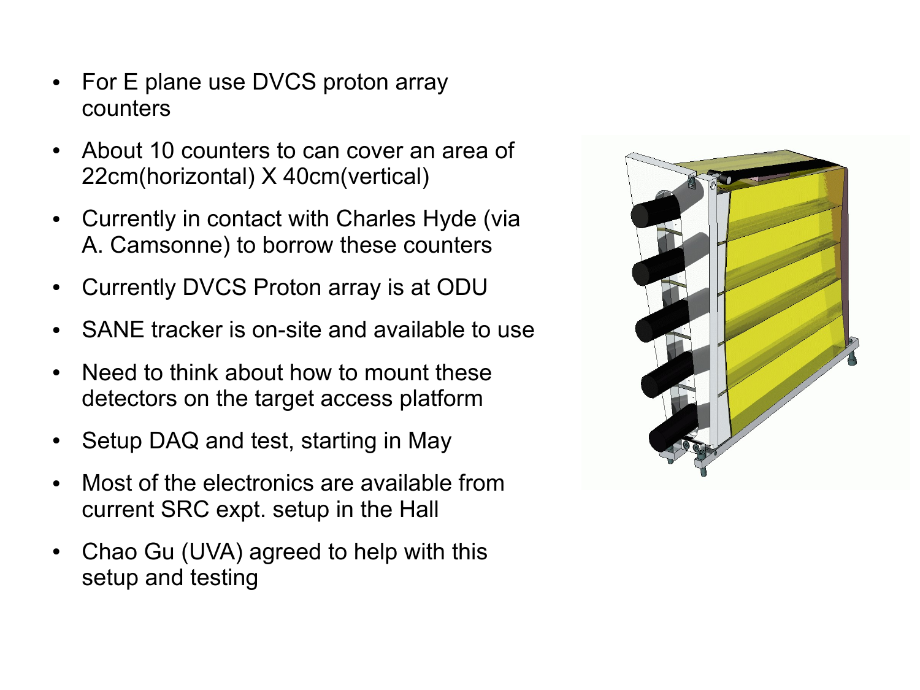- For E plane use DVCS proton array counters
- About 10 counters to can cover an area of 22cm(horizontal) X 40cm(vertical)
- Currently in contact with Charles Hyde (via A. Camsonne) to borrow these counters
- Currently DVCS Proton array is at ODU
- SANE tracker is on-site and available to use
- Need to think about how to mount these detectors on the target access platform
- Setup DAQ and test, starting in May
- Most of the electronics are available from current SRC expt. setup in the Hall
- Chao Gu (UVA) agreed to help with this setup and testing